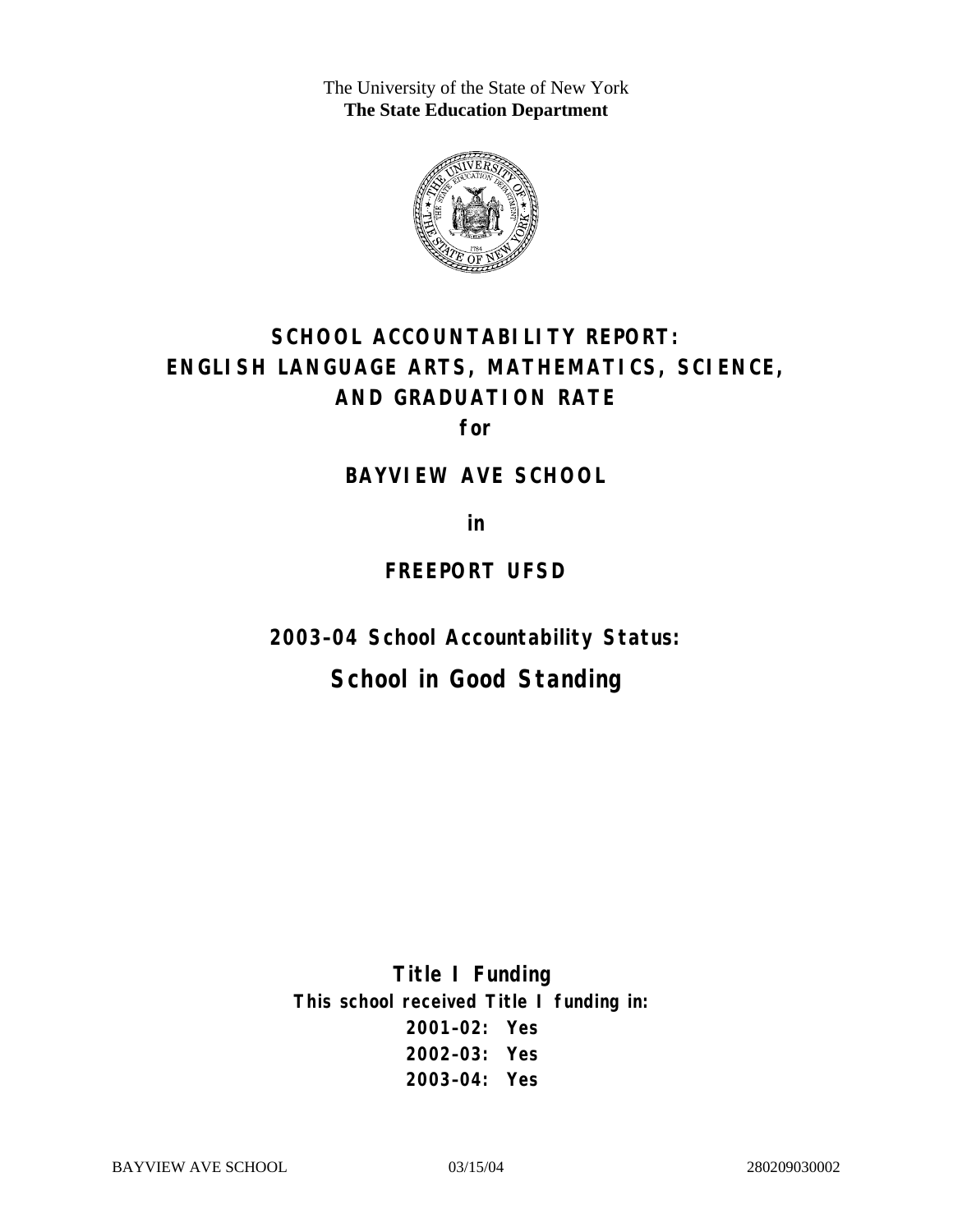The University of the State of New York
**The State Education Department**

# SCHOOL ACCOUNTABILITY REPORT: ENGLISH LANGUAGE ARTS, MATHEMATICS, SCIENCE, AND GRADUATION RATE

**for**

## BAYVIEW AVE SCHOOL

**in**

## FREEPORT UFSD

### 2003–04 School Accountability Status:

## School in Good Standing

**Title I Funding**

**This school received Title I funding in:**

**2001–02: Yes**
**2002–03: Yes**
**2003–04: Yes**

BAYVIEW AVE SCHOOL 03/15/04 280209030002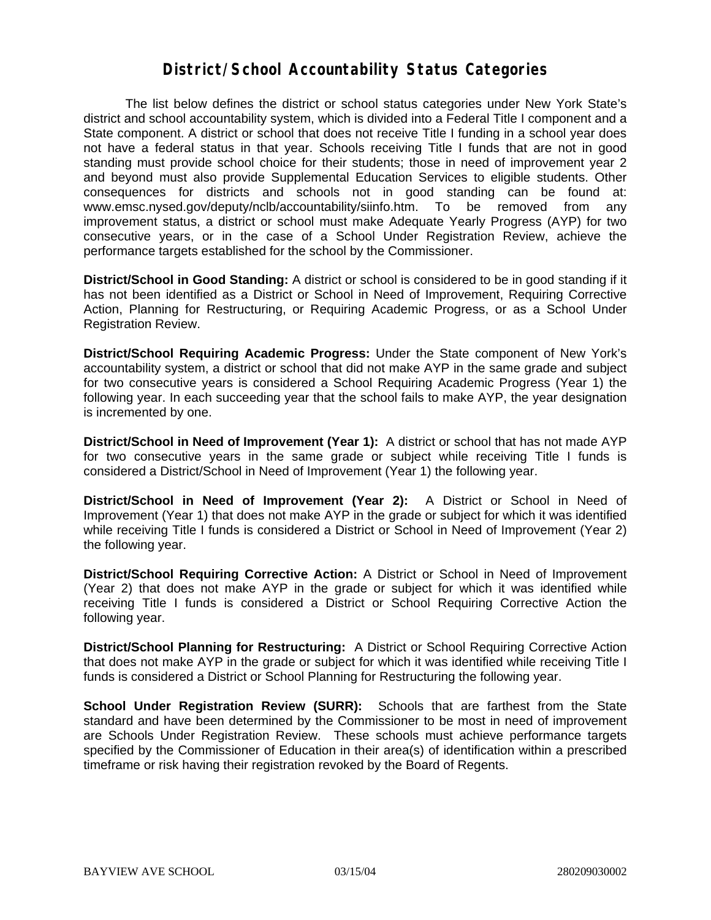# District/School Accountability Status Categories

The list below defines the district or school status categories under New York State's district and school accountability system, which is divided into a Federal Title I component and a State component. A district or school that does not receive Title I funding in a school year does not have a federal status in that year. Schools receiving Title I funds that are not in good standing must provide school choice for their students; those in need of improvement year 2 and beyond must also provide Supplemental Education Services to eligible students. Other consequences for districts and schools not in good standing can be found at: www.emsc.nysed.gov/deputy/nclb/accountability/siinfo.htm. To be removed from any improvement status, a district or school must make Adequate Yearly Progress (AYP) for two consecutive years, or in the case of a School Under Registration Review, achieve the performance targets established for the school by the Commissioner.

**District/School in Good Standing:** A district or school is considered to be in good standing if it has not been identified as a District or School in Need of Improvement, Requiring Corrective Action, Planning for Restructuring, or Requiring Academic Progress, or as a School Under Registration Review.

**District/School Requiring Academic Progress:** Under the State component of New York's accountability system, a district or school that did not make AYP in the same grade and subject for two consecutive years is considered a School Requiring Academic Progress (Year 1) the following year. In each succeeding year that the school fails to make AYP, the year designation is incremented by one.

**District/School in Need of Improvement (Year 1):** A district or school that has not made AYP for two consecutive years in the same grade or subject while receiving Title I funds is considered a District/School in Need of Improvement (Year 1) the following year.

**District/School in Need of Improvement (Year 2):** A District or School in Need of Improvement (Year 1) that does not make AYP in the grade or subject for which it was identified while receiving Title I funds is considered a District or School in Need of Improvement (Year 2) the following year.

**District/School Requiring Corrective Action:** A District or School in Need of Improvement (Year 2) that does not make AYP in the grade or subject for which it was identified while receiving Title I funds is considered a District or School Requiring Corrective Action the following year.

**District/School Planning for Restructuring:** A District or School Requiring Corrective Action that does not make AYP in the grade or subject for which it was identified while receiving Title I funds is considered a District or School Planning for Restructuring the following year.

**School Under Registration Review (SURR):** Schools that are farthest from the State standard and have been determined by the Commissioner to be most in need of improvement are Schools Under Registration Review. These schools must achieve performance targets specified by the Commissioner of Education in their area(s) of identification within a prescribed timeframe or risk having their registration revoked by the Board of Regents.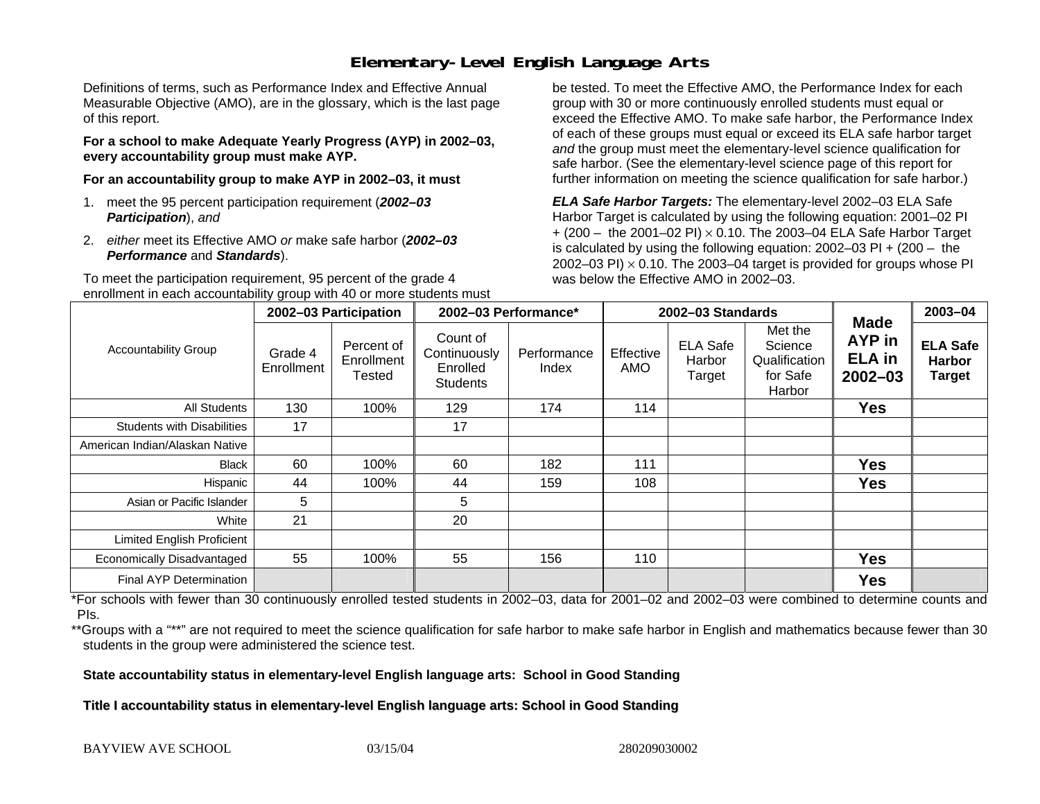# Elementary-Level English Language Arts

Definitions of terms, such as Performance Index and Effective Annual Measurable Objective (AMO), are in the glossary, which is the last page of this report.

**For a school to make Adequate Yearly Progress (AYP) in 2002–03, every accountability group must make AYP.**

**For an accountability group to make AYP in 2002–03, it must**

1. meet the 95 percent participation requirement (***2002–03 Participation***), *and*
2. *either* meet its Effective AMO *or* make safe harbor (***2002–03 Performance*** and ***Standards***).

To meet the participation requirement, 95 percent of the grade 4 enrollment in each accountability group with 40 or more students must be tested. To meet the Effective AMO, the Performance Index for each group with 30 or more continuously enrolled students must equal or exceed the Effective AMO. To make safe harbor, the Performance Index of each of these groups must equal or exceed its ELA safe harbor target *and* the group must meet the elementary-level science qualification for safe harbor. (See the elementary-level science page of this report for further information on meeting the science qualification for safe harbor.)

***ELA Safe Harbor Targets:*** The elementary-level 2002–03 ELA Safe Harbor Target is calculated by using the following equation: 2001–02 PI + (200 – the 2001–02 PI) $\times$ 0.10. The 2003–04 ELA Safe Harbor Target is calculated by using the following equation: 2002–03 PI + (200 – the 2002–03 PI) $\times$ 0.10. The 2003–04 target is provided for groups whose PI was below the Effective AMO in 2002–03.

| Accountability Group | 2002–03 Participation | | 2002–03 Performance* | | 2002–03 Standards | | | Made AYP in ELA in 2002–03 | 2003–04 |
|---|---|---|---|---|---|---|---|---|---|
| | Grade 4 Enrollment | Percent of Enrollment Tested | Count of Continuously Enrolled Students | Performance Index | Effective AMO | ELA Safe Harbor Target | Met the Science Qualification for Safe Harbor | | ELA Safe Harbor Target |
| All Students | 130 | 100% | 129 | 174 | 114 | | | **Yes** | |
| Students with Disabilities | 17 | | 17 | | | | | | |
| American Indian/Alaskan Native | | | | | | | | | |
| Black | 60 | 100% | 60 | 182 | 111 | | | **Yes** | |
| Hispanic | 44 | 100% | 44 | 159 | 108 | | | **Yes** | |
| Asian or Pacific Islander | 5 | | 5 | | | | | | |
| White | 21 | | 20 | | | | | | |
| Limited English Proficient | | | | | | | | | |
| Economically Disadvantaged | 55 | 100% | 55 | 156 | 110 | | | **Yes** | |
| Final AYP Determination | | | | | | | | **Yes** | |

*For schools with fewer than 30 continuously enrolled tested students in 2002–03, data for 2001–02 and 2002–03 were combined to determine counts and PIs.

**Groups with a "**" are not required to meet the science qualification for safe harbor to make safe harbor in English and mathematics because fewer than 30 students in the group were administered the science test.

**State accountability status in elementary-level English language arts: School in Good Standing**

**Title I accountability status in elementary-level English language arts: School in Good Standing**

BAYVIEW AVE SCHOOL 03/15/04 280209030002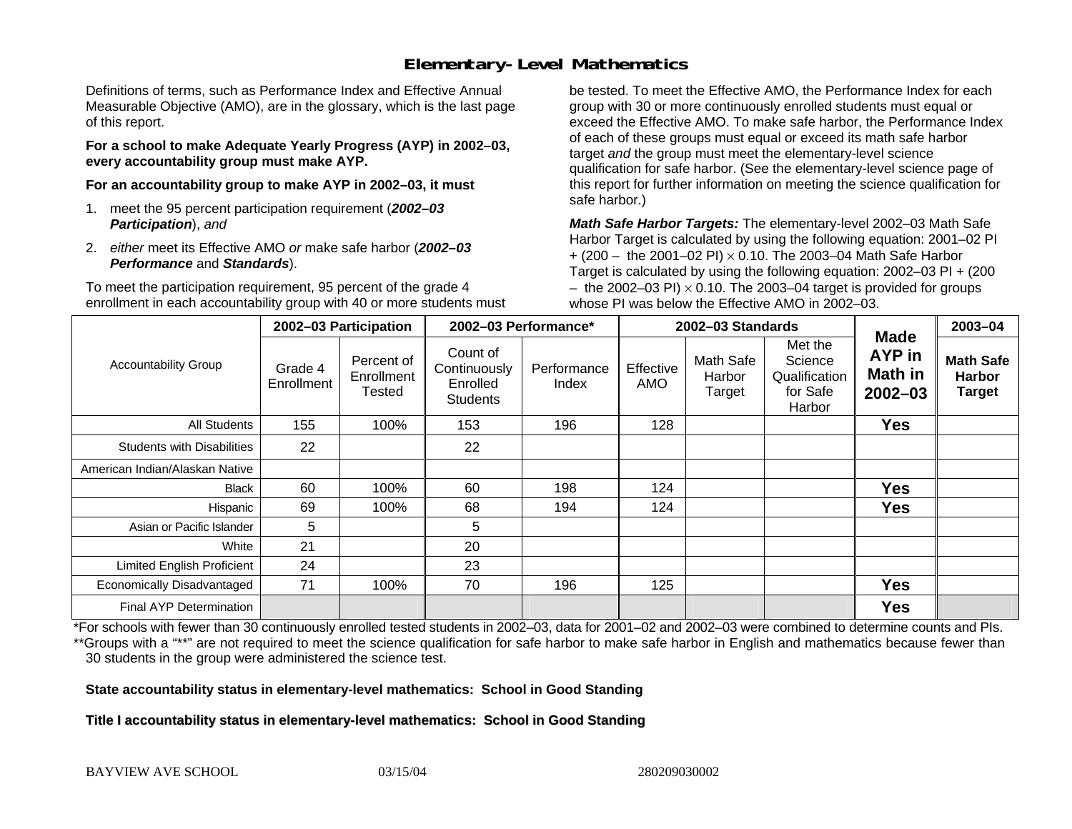# Elementary-Level Mathematics

Definitions of terms, such as Performance Index and Effective Annual Measurable Objective (AMO), are in the glossary, which is the last page of this report.

**For a school to make Adequate Yearly Progress (AYP) in 2002–03, every accountability group must make AYP.**

**For an accountability group to make AYP in 2002–03, it must**

1. meet the 95 percent participation requirement (***2002–03 Participation***), *and*
2. *either* meet its Effective AMO *or* make safe harbor (***2002–03 Performance*** and ***Standards***).

To meet the participation requirement, 95 percent of the grade 4 enrollment in each accountability group with 40 or more students must be tested. To meet the Effective AMO, the Performance Index for each group with 30 or more continuously enrolled students must equal or exceed the Effective AMO. To make safe harbor, the Performance Index of each of these groups must equal or exceed its math safe harbor target *and* the group must meet the elementary-level science qualification for safe harbor. (See the elementary-level science page of this report for further information on meeting the science qualification for safe harbor.)

***Math Safe Harbor Targets:*** The elementary-level 2002–03 Math Safe Harbor Target is calculated by using the following equation: 2001–02 PI + (200 – the 2001–02 PI) $\times$ 0.10. The 2003–04 Math Safe Harbor Target is calculated by using the following equation: 2002–03 PI + (200 – the 2002–03 PI) $\times$ 0.10. The 2003–04 target is provided for groups whose PI was below the Effective AMO in 2002–03.

| Accountability Group | 2002–03 Participation | | 2002–03 Performance* | | 2002–03 Standards | | | Made AYP in Math in 2002–03 | 2003–04 |
|---|---|---|---|---|---|---|---|---|---|
| | Grade 4 Enrollment | Percent of Enrollment Tested | Count of Continuously Enrolled Students | Performance Index | Effective AMO | Math Safe Harbor Target | Met the Science Qualification for Safe Harbor | | Math Safe Harbor Target |
| All Students | 155 | 100% | 153 | 196 | 128 | | | **Yes** | |
| Students with Disabilities | 22 | | 22 | | | | | | |
| American Indian/Alaskan Native | | | | | | | | | |
| Black | 60 | 100% | 60 | 198 | 124 | | | **Yes** | |
| Hispanic | 69 | 100% | 68 | 194 | 124 | | | **Yes** | |
| Asian or Pacific Islander | 5 | | 5 | | | | | | |
| White | 21 | | 20 | | | | | | |
| Limited English Proficient | 24 | | 23 | | | | | | |
| Economically Disadvantaged | 71 | 100% | 70 | 196 | 125 | | | **Yes** | |
| Final AYP Determination | | | | | | | | **Yes** | |

*For schools with fewer than 30 continuously enrolled tested students in 2002–03, data for 2001–02 and 2002–03 were combined to determine counts and PIs.

**Groups with a "**" are not required to meet the science qualification for safe harbor to make safe harbor in English and mathematics because fewer than 30 students in the group were administered the science test.

**State accountability status in elementary-level mathematics: School in Good Standing**

**Title I accountability status in elementary-level mathematics: School in Good Standing**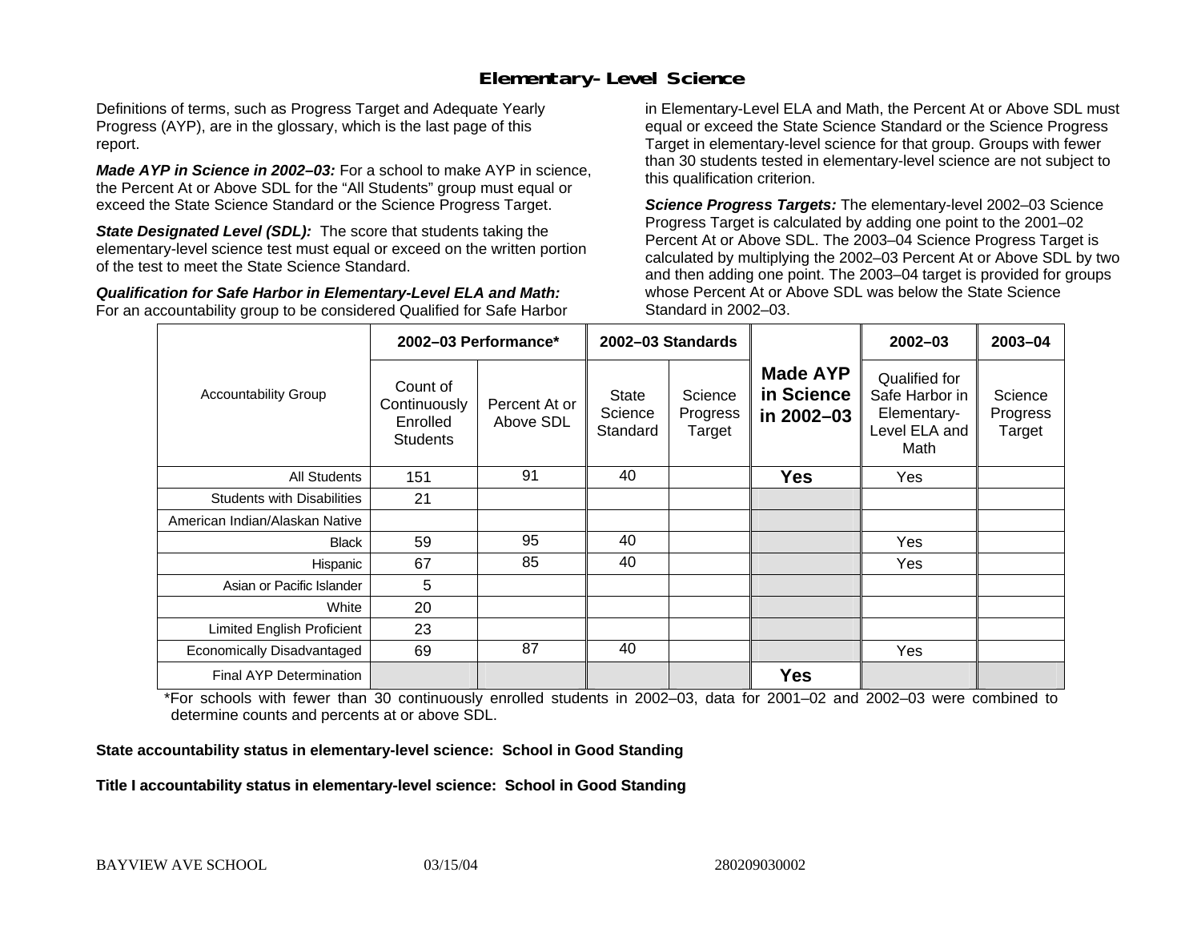# Elementary-Level Science

Definitions of terms, such as Progress Target and Adequate Yearly Progress (AYP), are in the glossary, which is the last page of this report.

***Made AYP in Science in 2002–03:*** For a school to make AYP in science, the Percent At or Above SDL for the "All Students" group must equal or exceed the State Science Standard or the Science Progress Target.

***State Designated Level (SDL):*** The score that students taking the elementary-level science test must equal or exceed on the written portion of the test to meet the State Science Standard.

***Qualification for Safe Harbor in Elementary-Level ELA and Math:*** For an accountability group to be considered Qualified for Safe Harbor in Elementary-Level ELA and Math, the Percent At or Above SDL must equal or exceed the State Science Standard or the Science Progress Target in elementary-level science for that group. Groups with fewer than 30 students tested in elementary-level science are not subject to this qualification criterion.

***Science Progress Targets:*** The elementary-level 2002–03 Science Progress Target is calculated by adding one point to the 2001–02 Percent At or Above SDL. The 2003–04 Science Progress Target is calculated by multiplying the 2002–03 Percent At or Above SDL by two and then adding one point. The 2003–04 target is provided for groups whose Percent At or Above SDL was below the State Science Standard in 2002–03.

| Accountability Group | 2002–03 Performance* | | 2002–03 Standards | | Made AYP in Science in 2002–03 | 2002–03 | 2003–04 |
|---|---|---|---|---|---|---|---|
| | Count of Continuously Enrolled Students | Percent At or Above SDL | State Science Standard | Science Progress Target | | Qualified for Safe Harbor in Elementary-Level ELA and Math | Science Progress Target |
| All Students | 151 | 91 | 40 | | **Yes** | Yes | |
| Students with Disabilities | 21 | | | | | | |
| American Indian/Alaskan Native | | | | | | | |
| Black | 59 | 95 | 40 | | | Yes | |
| Hispanic | 67 | 85 | 40 | | | Yes | |
| Asian or Pacific Islander | 5 | | | | | | |
| White | 20 | | | | | | |
| Limited English Proficient | 23 | | | | | | |
| Economically Disadvantaged | 69 | 87 | 40 | | | Yes | |
| Final AYP Determination | | | | | **Yes** | | |

*For schools with fewer than 30 continuously enrolled students in 2002–03, data for 2001–02 and 2002–03 were combined to determine counts and percents at or above SDL.

**State accountability status in elementary-level science: School in Good Standing**

**Title I accountability status in elementary-level science: School in Good Standing**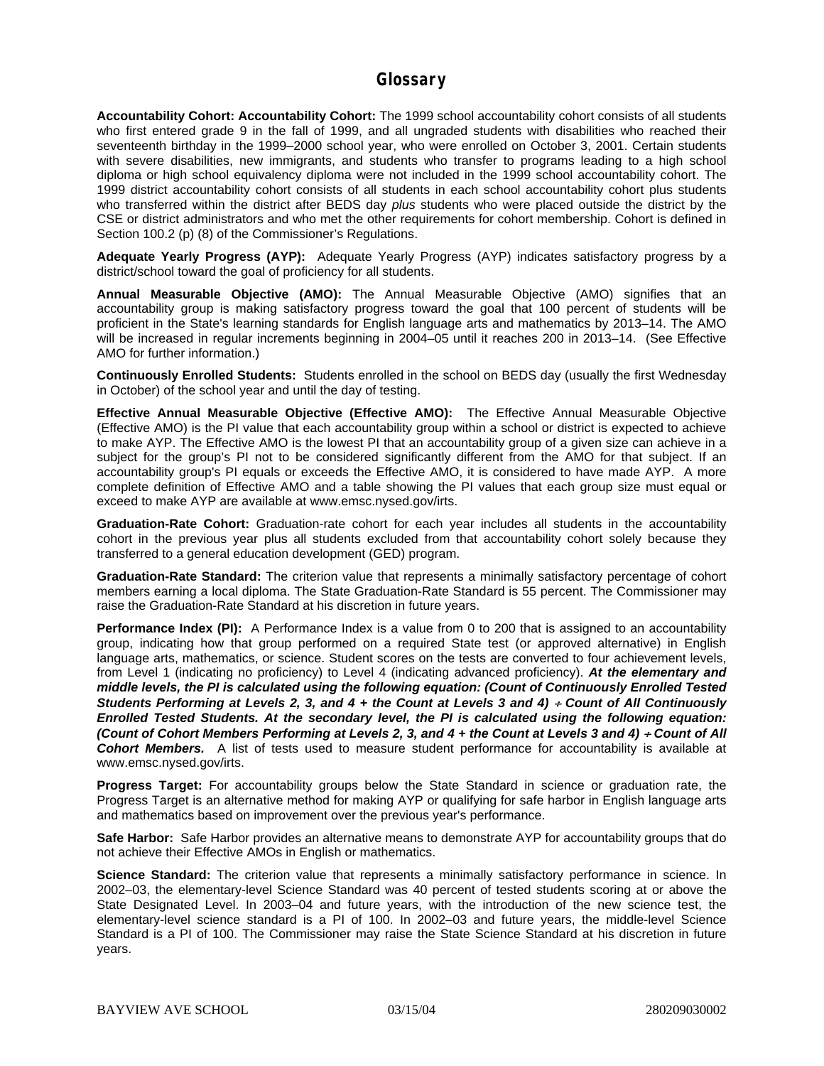# Glossary

**Accountability Cohort: Accountability Cohort:** The 1999 school accountability cohort consists of all students who first entered grade 9 in the fall of 1999, and all ungraded students with disabilities who reached their seventeenth birthday in the 1999–2000 school year, who were enrolled on October 3, 2001. Certain students with severe disabilities, new immigrants, and students who transfer to programs leading to a high school diploma or high school equivalency diploma were not included in the 1999 school accountability cohort. The 1999 district accountability cohort consists of all students in each school accountability cohort plus students who transferred within the district after BEDS day *plus* students who were placed outside the district by the CSE or district administrators and who met the other requirements for cohort membership. Cohort is defined in Section 100.2 (p) (8) of the Commissioner's Regulations.

**Adequate Yearly Progress (AYP):** Adequate Yearly Progress (AYP) indicates satisfactory progress by a district/school toward the goal of proficiency for all students.

**Annual Measurable Objective (AMO):** The Annual Measurable Objective (AMO) signifies that an accountability group is making satisfactory progress toward the goal that 100 percent of students will be proficient in the State's learning standards for English language arts and mathematics by 2013–14. The AMO will be increased in regular increments beginning in 2004–05 until it reaches 200 in 2013–14. (See Effective AMO for further information.)

**Continuously Enrolled Students:** Students enrolled in the school on BEDS day (usually the first Wednesday in October) of the school year and until the day of testing.

**Effective Annual Measurable Objective (Effective AMO):** The Effective Annual Measurable Objective (Effective AMO) is the PI value that each accountability group within a school or district is expected to achieve to make AYP. The Effective AMO is the lowest PI that an accountability group of a given size can achieve in a subject for the group's PI not to be considered significantly different from the AMO for that subject. If an accountability group's PI equals or exceeds the Effective AMO, it is considered to have made AYP. A more complete definition of Effective AMO and a table showing the PI values that each group size must equal or exceed to make AYP are available at www.emsc.nysed.gov/irts.

**Graduation-Rate Cohort:** Graduation-rate cohort for each year includes all students in the accountability cohort in the previous year plus all students excluded from that accountability cohort solely because they transferred to a general education development (GED) program.

**Graduation-Rate Standard:** The criterion value that represents a minimally satisfactory percentage of cohort members earning a local diploma. The State Graduation-Rate Standard is 55 percent. The Commissioner may raise the Graduation-Rate Standard at his discretion in future years.

**Performance Index (PI):** A Performance Index is a value from 0 to 200 that is assigned to an accountability group, indicating how that group performed on a required State test (or approved alternative) in English language arts, mathematics, or science. Student scores on the tests are converted to four achievement levels, from Level 1 (indicating no proficiency) to Level 4 (indicating advanced proficiency). ***At the elementary and middle levels, the PI is calculated using the following equation: (Count of Continuously Enrolled Tested Students Performing at Levels 2, 3, and 4 + the Count at Levels 3 and 4) ÷ Count of All Continuously Enrolled Tested Students. At the secondary level, the PI is calculated using the following equation: (Count of Cohort Members Performing at Levels 2, 3, and 4 + the Count at Levels 3 and 4) ÷ Count of All Cohort Members.*** A list of tests used to measure student performance for accountability is available at www.emsc.nysed.gov/irts.

**Progress Target:** For accountability groups below the State Standard in science or graduation rate, the Progress Target is an alternative method for making AYP or qualifying for safe harbor in English language arts and mathematics based on improvement over the previous year's performance.

**Safe Harbor:** Safe Harbor provides an alternative means to demonstrate AYP for accountability groups that do not achieve their Effective AMOs in English or mathematics.

**Science Standard:** The criterion value that represents a minimally satisfactory performance in science. In 2002–03, the elementary-level Science Standard was 40 percent of tested students scoring at or above the State Designated Level. In 2003–04 and future years, with the introduction of the new science test, the elementary-level science standard is a PI of 100. In 2002–03 and future years, the middle-level Science Standard is a PI of 100. The Commissioner may raise the State Science Standard at his discretion in future years.